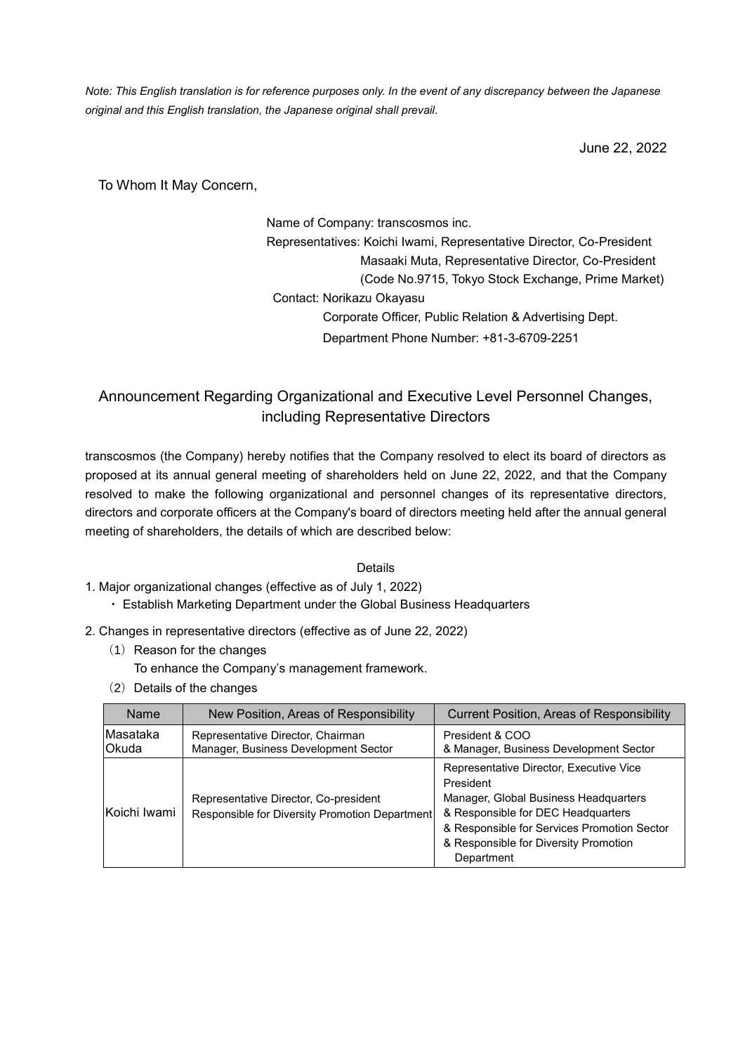*Note: This English translation is for reference purposes only. In the event of any discrepancy between the Japanese original and this English translation, the Japanese original shall prevail.*

June 22, 2022

To Whom It May Concern,

Name of Company: transcosmos inc.
Representatives: Koichi Iwami, Representative Director, Co-President
Masaaki Muta, Representative Director, Co-President
(Code No.9715, Tokyo Stock Exchange, Prime Market)
Contact: Norikazu Okayasu
Corporate Officer, Public Relation & Advertising Dept.
Department Phone Number: +81-3-6709-2251

# Announcement Regarding Organizational and Executive Level Personnel Changes, including Representative Directors

transcosmos (the Company) hereby notifies that the Company resolved to elect its board of directors as proposed at its annual general meeting of shareholders held on June 22, 2022, and that the Company resolved to make the following organizational and personnel changes of its representative directors, directors and corporate officers at the Company's board of directors meeting held after the annual general meeting of shareholders, the details of which are described below:

Details

1. Major organizational changes (effective as of July 1, 2022)
   - Establish Marketing Department under the Global Business Headquarters
2. Changes in representative directors (effective as of June 22, 2022)
   (1) Reason for the changes
   To enhance the Company's management framework.
   (2) Details of the changes

| Name | New Position, Areas of Responsibility | Current Position, Areas of Responsibility |
|---|---|---|
| Masataka Okuda | Representative Director, Chairman<br>Manager, Business Development Sector | President & COO<br>& Manager, Business Development Sector |
| Koichi Iwami | Representative Director, Co-president<br>Responsible for Diversity Promotion Department | Representative Director, Executive Vice President<br>Manager, Global Business Headquarters<br>& Responsible for DEC Headquarters<br>& Responsible for Services Promotion Sector<br>& Responsible for Diversity Promotion Department |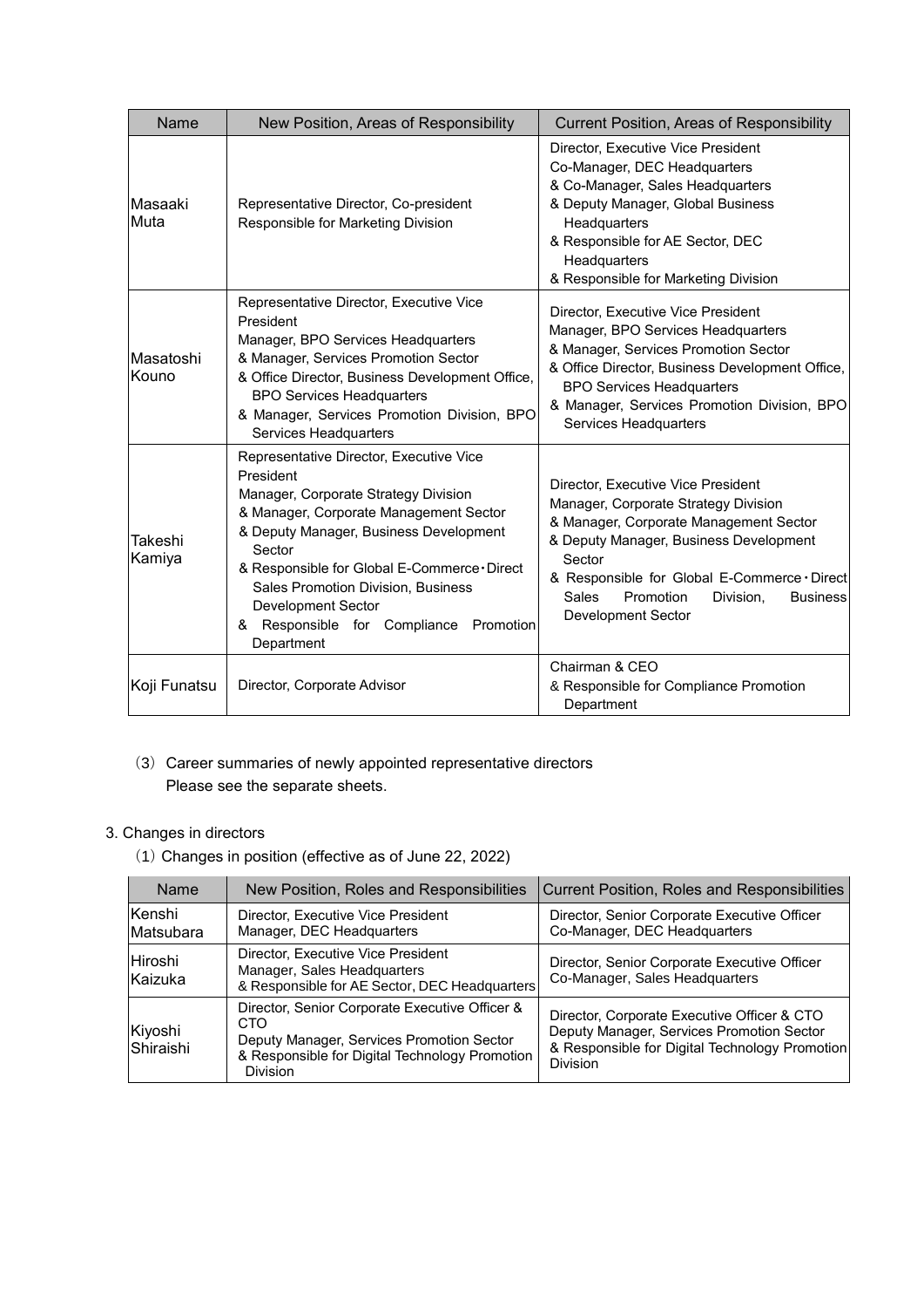| Name | New Position, Areas of Responsibility | Current Position, Areas of Responsibility |
|---|---|---|
| Masaaki Muta | Representative Director, Co-president<br>Responsible for Marketing Division | Director, Executive Vice President<br>Co-Manager, DEC Headquarters<br>& Co-Manager, Sales Headquarters<br>& Deputy Manager, Global Business Headquarters<br>& Responsible for AE Sector, DEC Headquarters<br>& Responsible for Marketing Division |
| Masatoshi Kouno | Representative Director, Executive Vice President<br>Manager, BPO Services Headquarters<br>& Manager, Services Promotion Sector<br>& Office Director, Business Development Office, BPO Services Headquarters<br>& Manager, Services Promotion Division, BPO Services Headquarters | Director, Executive Vice President<br>Manager, BPO Services Headquarters<br>& Manager, Services Promotion Sector<br>& Office Director, Business Development Office, BPO Services Headquarters<br>& Manager, Services Promotion Division, BPO Services Headquarters |
| Takeshi Kamiya | Representative Director, Executive Vice President<br>Manager, Corporate Strategy Division<br>& Manager, Corporate Management Sector<br>& Deputy Manager, Business Development Sector<br>& Responsible for Global E-Commerce・Direct Sales Promotion Division, Business Development Sector<br>& Responsible for Compliance Promotion Department | Director, Executive Vice President<br>Manager, Corporate Strategy Division<br>& Manager, Corporate Management Sector<br>& Deputy Manager, Business Development Sector<br>& Responsible for Global E-Commerce・Direct Sales Promotion Division, Business Development Sector |
| Koji Funatsu | Director, Corporate Advisor | Chairman & CEO<br>& Responsible for Compliance Promotion Department |

（3）Career summaries of newly appointed representative directors
Please see the separate sheets.

3. Changes in directors

（1）Changes in position (effective as of June 22, 2022)

| Name | New Position, Roles and Responsibilities | Current Position, Roles and Responsibilities |
|---|---|---|
| Kenshi Matsubara | Director, Executive Vice President<br>Manager, DEC Headquarters | Director, Senior Corporate Executive Officer<br>Co-Manager, DEC Headquarters |
| Hiroshi Kaizuka | Director, Executive Vice President<br>Manager, Sales Headquarters<br>& Responsible for AE Sector, DEC Headquarters | Director, Senior Corporate Executive Officer<br>Co-Manager, Sales Headquarters |
| Kiyoshi Shiraishi | Director, Senior Corporate Executive Officer & CTO<br>Deputy Manager, Services Promotion Sector<br>& Responsible for Digital Technology Promotion Division | Director, Corporate Executive Officer & CTO<br>Deputy Manager, Services Promotion Sector<br>& Responsible for Digital Technology Promotion Division |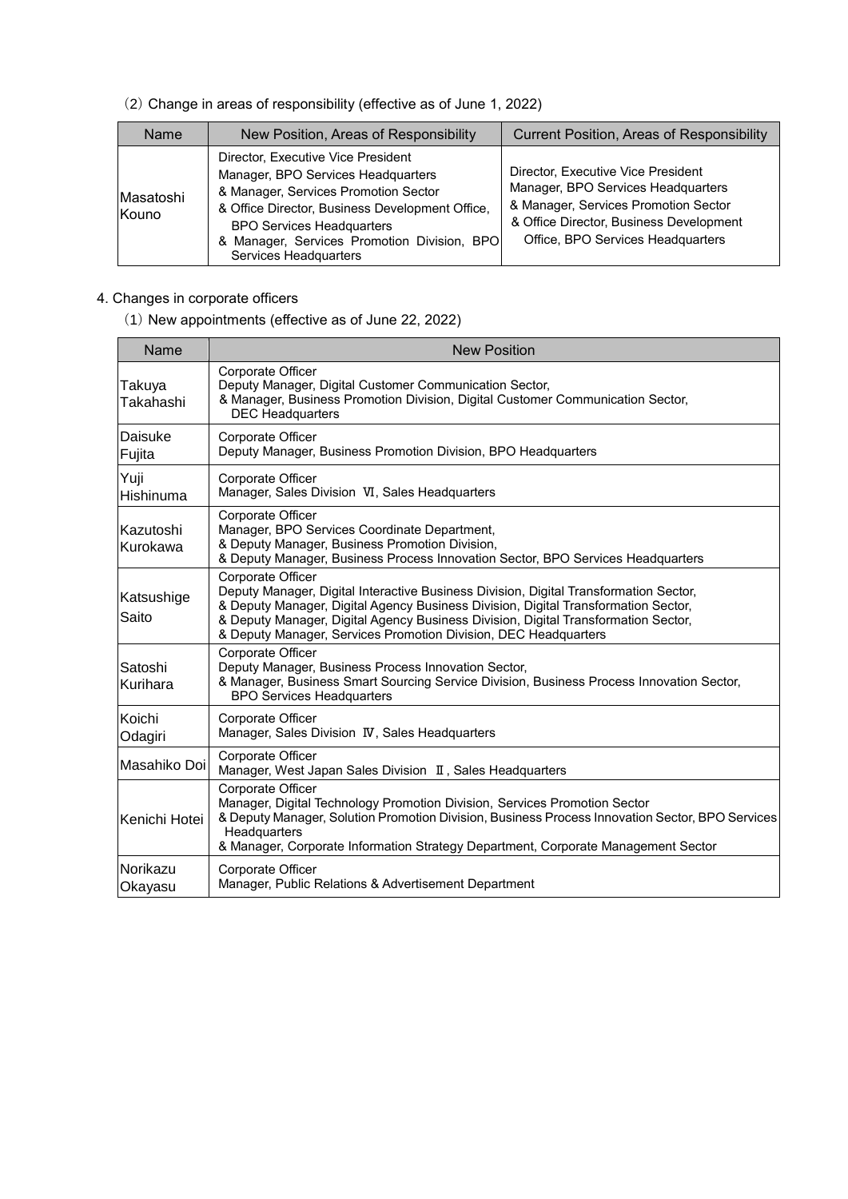（2）Change in areas of responsibility (effective as of June 1, 2022)

| Name | New Position, Areas of Responsibility | Current Position, Areas of Responsibility |
| --- | --- | --- |
| Masatoshi Kouno | Director, Executive Vice President<br>Manager, BPO Services Headquarters<br>& Manager, Services Promotion Sector<br>& Office Director, Business Development Office, BPO Services Headquarters<br>& Manager, Services Promotion Division, BPO Services Headquarters | Director, Executive Vice President<br>Manager, BPO Services Headquarters<br>& Manager, Services Promotion Sector<br>& Office Director, Business Development Office, BPO Services Headquarters |

4. Changes in corporate officers

（1）New appointments (effective as of June 22, 2022)

| Name | New Position |
| --- | --- |
| Takuya Takahashi | Corporate Officer<br>Deputy Manager, Digital Customer Communication Sector,<br>& Manager, Business Promotion Division, Digital Customer Communication Sector, DEC Headquarters |
| Daisuke Fujita | Corporate Officer<br>Deputy Manager, Business Promotion Division, BPO Headquarters |
| Yuji Hishinuma | Corporate Officer<br>Manager, Sales Division Ⅵ, Sales Headquarters |
| Kazutoshi Kurokawa | Corporate Officer<br>Manager, BPO Services Coordinate Department,<br>& Deputy Manager, Business Promotion Division,<br>& Deputy Manager, Business Process Innovation Sector, BPO Services Headquarters |
| Katsushige Saito | Corporate Officer<br>Deputy Manager, Digital Interactive Business Division, Digital Transformation Sector,<br>& Deputy Manager, Digital Agency Business Division, Digital Transformation Sector,<br>& Deputy Manager, Digital Agency Business Division, Digital Transformation Sector,<br>& Deputy Manager, Services Promotion Division, DEC Headquarters |
| Satoshi Kurihara | Corporate Officer<br>Deputy Manager, Business Process Innovation Sector,<br>& Manager, Business Smart Sourcing Service Division, Business Process Innovation Sector, BPO Services Headquarters |
| Koichi Odagiri | Corporate Officer<br>Manager, Sales Division Ⅳ, Sales Headquarters |
| Masahiko Doi | Corporate Officer<br>Manager, West Japan Sales Division Ⅱ, Sales Headquarters |
| Kenichi Hotei | Corporate Officer<br>Manager, Digital Technology Promotion Division, Services Promotion Sector<br>& Deputy Manager, Solution Promotion Division, Business Process Innovation Sector, BPO Services Headquarters<br>& Manager, Corporate Information Strategy Department, Corporate Management Sector |
| Norikazu Okayasu | Corporate Officer<br>Manager, Public Relations & Advertisement Department |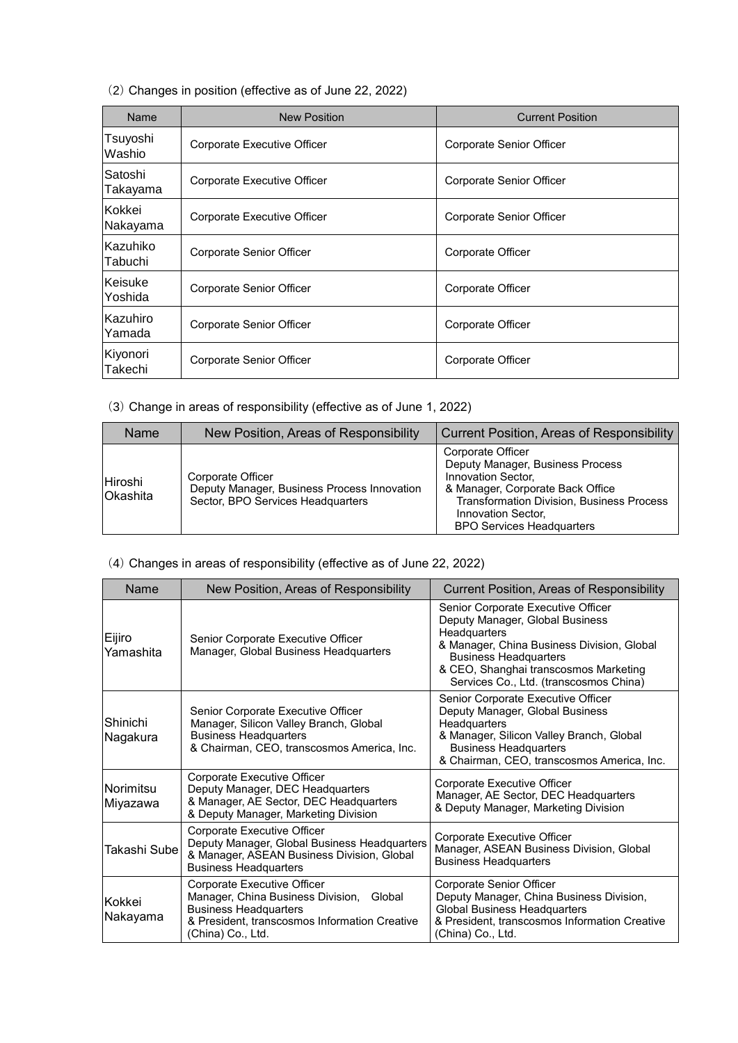（2）Changes in position (effective as of June 22, 2022)

| Name | New Position | Current Position |
|---|---|---|
| Tsuyoshi Washio | Corporate Executive Officer | Corporate Senior Officer |
| Satoshi Takayama | Corporate Executive Officer | Corporate Senior Officer |
| Kokkei Nakayama | Corporate Executive Officer | Corporate Senior Officer |
| Kazuhiko Tabuchi | Corporate Senior Officer | Corporate Officer |
| Keisuke Yoshida | Corporate Senior Officer | Corporate Officer |
| Kazuhiro Yamada | Corporate Senior Officer | Corporate Officer |
| Kiyonori Takechi | Corporate Senior Officer | Corporate Officer |

（3）Change in areas of responsibility (effective as of June 1, 2022)

| Name | New Position, Areas of Responsibility | Current Position, Areas of Responsibility |
|---|---|---|
| Hiroshi Okashita | Corporate Officer<br>Deputy Manager, Business Process Innovation Sector, BPO Services Headquarters | Corporate Officer<br>Deputy Manager, Business Process Innovation Sector,<br>& Manager, Corporate Back Office Transformation Division, Business Process Innovation Sector,<br>BPO Services Headquarters |

（4）Changes in areas of responsibility (effective as of June 22, 2022)

| Name | New Position, Areas of Responsibility | Current Position, Areas of Responsibility |
|---|---|---|
| Eijiro Yamashita | Senior Corporate Executive Officer<br>Manager, Global Business Headquarters | Senior Corporate Executive Officer<br>Deputy Manager, Global Business Headquarters<br>& Manager, China Business Division, Global Business Headquarters<br>& CEO, Shanghai transcosmos Marketing Services Co., Ltd. (transcosmos China) |
| Shinichi Nagakura | Senior Corporate Executive Officer<br>Manager, Silicon Valley Branch, Global Business Headquarters<br>& Chairman, CEO, transcosmos America, Inc. | Senior Corporate Executive Officer<br>Deputy Manager, Global Business Headquarters<br>& Manager, Silicon Valley Branch, Global Business Headquarters<br>& Chairman, CEO, transcosmos America, Inc. |
| Norimitsu Miyazawa | Corporate Executive Officer<br>Deputy Manager, DEC Headquarters<br>& Manager, AE Sector, DEC Headquarters<br>& Deputy Manager, Marketing Division | Corporate Executive Officer<br>Manager, AE Sector, DEC Headquarters<br>& Deputy Manager, Marketing Division |
| Takashi Sube | Corporate Executive Officer<br>Deputy Manager, Global Business Headquarters<br>& Manager, ASEAN Business Division, Global Business Headquarters | Corporate Executive Officer<br>Manager, ASEAN Business Division, Global Business Headquarters |
| Kokkei Nakayama | Corporate Executive Officer<br>Manager, China Business Division, Global Business Headquarters<br>& President, transcosmos Information Creative (China) Co., Ltd. | Corporate Senior Officer<br>Deputy Manager, China Business Division, Global Business Headquarters<br>& President, transcosmos Information Creative (China) Co., Ltd. |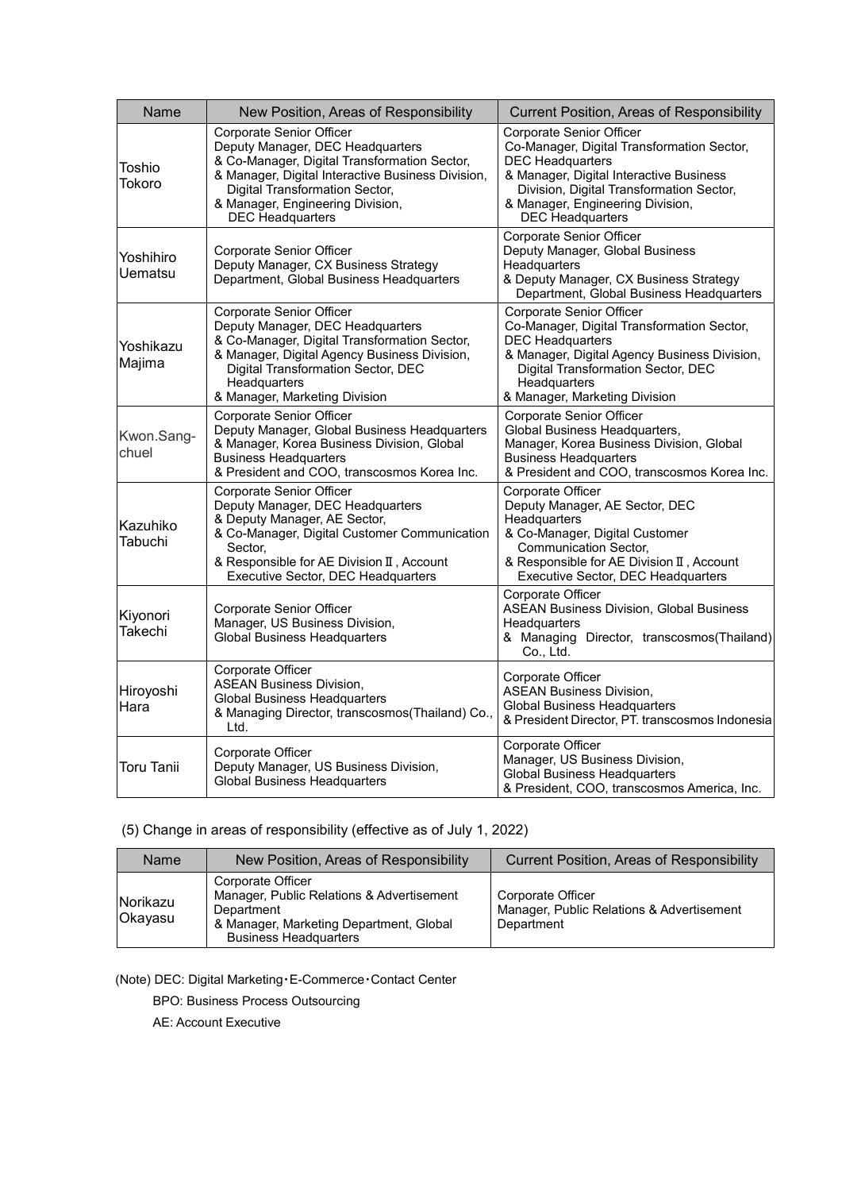| Name | New Position, Areas of Responsibility | Current Position, Areas of Responsibility |
|---|---|---|
| Toshio Tokoro | Corporate Senior Officer<br>Deputy Manager, DEC Headquarters<br>& Co-Manager, Digital Transformation Sector,<br>& Manager, Digital Interactive Business Division, Digital Transformation Sector,<br>& Manager, Engineering Division, DEC Headquarters | Corporate Senior Officer<br>Co-Manager, Digital Transformation Sector, DEC Headquarters<br>& Manager, Digital Interactive Business Division, Digital Transformation Sector,<br>& Manager, Engineering Division, DEC Headquarters |
| Yoshihiro Uematsu | Corporate Senior Officer<br>Deputy Manager, CX Business Strategy Department, Global Business Headquarters | Corporate Senior Officer<br>Deputy Manager, Global Business Headquarters<br>& Deputy Manager, CX Business Strategy Department, Global Business Headquarters |
| Yoshikazu Majima | Corporate Senior Officer<br>Deputy Manager, DEC Headquarters<br>& Co-Manager, Digital Transformation Sector,<br>& Manager, Digital Agency Business Division, Digital Transformation Sector, DEC Headquarters<br>& Manager, Marketing Division | Corporate Senior Officer<br>Co-Manager, Digital Transformation Sector, DEC Headquarters<br>& Manager, Digital Agency Business Division, Digital Transformation Sector, DEC Headquarters<br>& Manager, Marketing Division |
| Kwon.Sang-chuel | Corporate Senior Officer<br>Deputy Manager, Global Business Headquarters<br>& Manager, Korea Business Division, Global Business Headquarters<br>& President and COO, transcosmos Korea Inc. | Corporate Senior Officer<br>Global Business Headquarters,<br>Manager, Korea Business Division, Global Business Headquarters<br>& President and COO, transcosmos Korea Inc. |
| Kazuhiko Tabuchi | Corporate Senior Officer<br>Deputy Manager, DEC Headquarters<br>& Deputy Manager, AE Sector,<br>& Co-Manager, Digital Customer Communication Sector,<br>& Responsible for AE Division Ⅱ, Account Executive Sector, DEC Headquarters | Corporate Officer<br>Deputy Manager, AE Sector, DEC Headquarters<br>& Co-Manager, Digital Customer Communication Sector,<br>& Responsible for AE Division Ⅱ, Account Executive Sector, DEC Headquarters |
| Kiyonori Takechi | Corporate Senior Officer<br>Manager, US Business Division, Global Business Headquarters | Corporate Officer<br>ASEAN Business Division, Global Business Headquarters<br>& Managing Director, transcosmos(Thailand) Co., Ltd. |
| Hiroyoshi Hara | Corporate Officer<br>ASEAN Business Division, Global Business Headquarters<br>& Managing Director, transcosmos(Thailand) Co., Ltd. | Corporate Officer<br>ASEAN Business Division, Global Business Headquarters<br>& President Director, PT. transcosmos Indonesia |
| Toru Tanii | Corporate Officer<br>Deputy Manager, US Business Division, Global Business Headquarters | Corporate Officer<br>Manager, US Business Division, Global Business Headquarters<br>& President, COO, transcosmos America, Inc. |

(5) Change in areas of responsibility (effective as of July 1, 2022)

| Name | New Position, Areas of Responsibility | Current Position, Areas of Responsibility |
|---|---|---|
| Norikazu Okayasu | Corporate Officer<br>Manager, Public Relations & Advertisement Department<br>& Manager, Marketing Department, Global Business Headquarters | Corporate Officer<br>Manager, Public Relations & Advertisement Department |

(Note) DEC: Digital Marketing・E-Commerce・Contact Center

BPO: Business Process Outsourcing

AE: Account Executive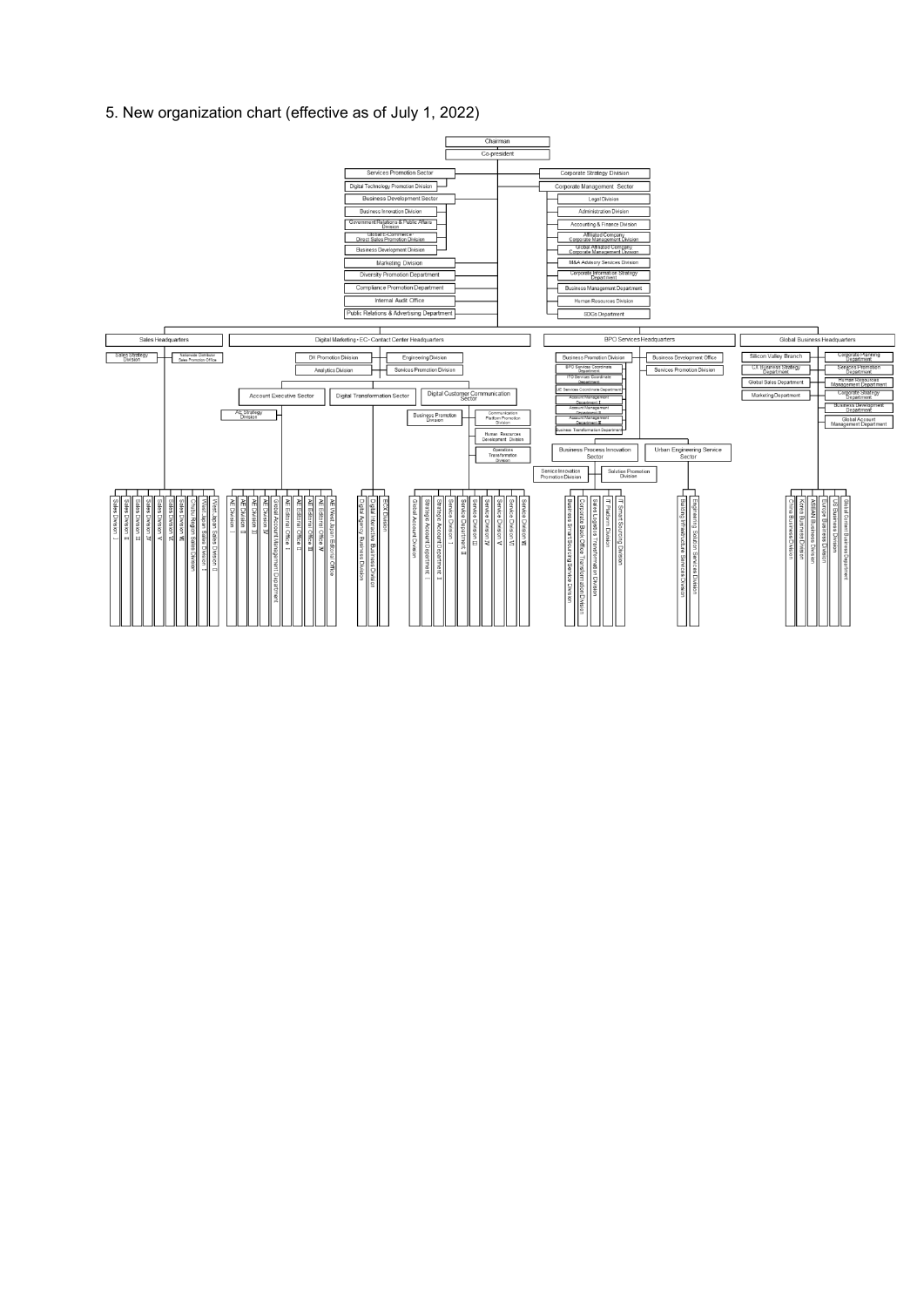## 5. New organization chart (effective as of July 1, 2022)

- Chairman
  - Co-president
    - Services Promotion Sector
      - Digital Technology Promotion Division
    - Business Development Sector
      - Business Innovation Division
      - Government Relations & Public Affairs Division
      - Global E-Commerce Direct Sales Promotion Division
      - Business Development Division
    - Marketing Division
    - Diversity Promotion Department
    - Compliance Promotion Department
    - Internal Audit Office
    - Public Relations & Advertising Department
    - Corporate Strategy Division
    - Corporate Management Sector
      - Legal Division
      - Administration Division
      - Accounting & Finance Division
      - Affiliated Company Corporate Management Division
      - Global Affiliated Company Corporate Management Division
      - M&A Advisory Services Division
      - Corporate Information Strategy Department
      - Business Management Department
      - Human Resources Division
      - SDGs Department
    - Sales Headquarters
      - Sales Strategy Division
      - Nationwide Distributor Sales Promotion Office
      - Sales Division Ⅰ
      - Sales Division Ⅱ
      - Sales Division Ⅲ
      - Sales Division Ⅳ
      - Sales Division Ⅴ
      - Sales Division Ⅵ
      - Sales Division Ⅶ
      - Chubu Region Sales Division
      - West Japan Sales Division Ⅰ
      - West Japan Sales Division Ⅱ
    - Digital Marketing・EC・Contact Center Headquarters
      - DX Promotion Division
      - Analytics Division
      - Engineering Division
      - Services Promotion Division
      - Account Executive Sector
        - AE Strategy Division
        - AE Division Ⅰ
        - AE Division Ⅱ
        - AE Division Ⅲ
        - AE Division Ⅳ
        - Global Account Management Department
        - AE Editorial Office Ⅰ
        - AE Editorial Office Ⅱ
        - AE Editorial Office Ⅲ
        - AE Editorial Office Ⅳ
        - AE West Japan Editorial Office
      - Digital Transformation Sector
        - Digital Agency Business Division
        - Digital Interactive Business Division
        - ECX Division
      - Digital Customer Communication Sector
        - Business Promotion Division
        - Communication Platform Promotion Division
        - Human Resources Development Division
        - Operations Transformation Division
        - Global Account Division
        - Strategic Account Department Ⅰ
        - Strategic Account Department Ⅱ
        - Service Department Ⅰ
        - Service Department Ⅱ
        - Service Division Ⅲ
        - Service Division Ⅳ
        - Service Division Ⅴ
        - Service Division Ⅵ
        - Service Division Ⅶ
        - Service Division Ⅷ
    - BPO Services Headquarters
      - Business Promotion Division
        - BPO Services Coordinate Department
        - ITO Services Coordinate Department
        - IX Services Coordinate Department
        - Account Management Department Ⅰ
        - Account Management Department Ⅱ
        - Account Management Department Ⅲ
        - Business Transformation Department
      - Business Development Office
      - Services Promotion Division
      - Business Process Innovation Sector
        - Service Innovation Promotion Division
        - Solution Promotion Division
        - Business Smart Sourcing Service Division
        - Corporate Back Office Transformation Division
        - Sales Logistics Transformation Division
        - IT Platform Division
        - IT Smart Sourcing Division
      - Urban Engineering Service Sector
        - Building Infrastructure Services Division
        - Engineering Solution Services Division
    - Global Business Headquarters
      - Silicon Valley Branch
      - CX Business Strategy Department
      - Global Sales Department
      - Marketing Department
      - Corporate Planning Department
      - Services Promotion Department
      - Human Resources Management Department
      - Corporate Strategy Department
      - Business Development Department
      - Global Account Management Department
      - China Business Division
      - Korea Business Division
      - ASEAN Business Division
      - Europe Business Division
      - US Business Division
      - Global Content Business Department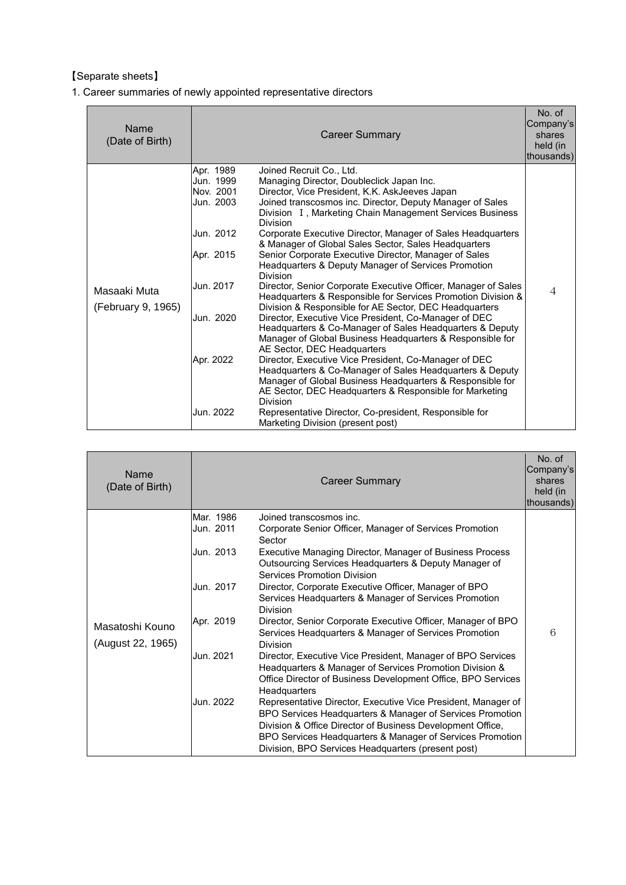【Separate sheets】

1. Career summaries of newly appointed representative directors

| Name (Date of Birth) | Career Summary | | No. of Company's shares held (in thousands) |
|---|---|---|---|
| Masaaki Muta (February 9, 1965) | Apr. 1989 | Joined Recruit Co., Ltd. | 4 |
| | Jun. 1999 | Managing Director, Doubleclick Japan Inc. | |
| | Nov. 2001 | Director, Vice President, K.K. AskJeeves Japan | |
| | Jun. 2003 | Joined transcosmos inc. Director, Deputy Manager of Sales Division Ⅰ, Marketing Chain Management Services Business Division | |
| | Jun. 2012 | Corporate Executive Director, Manager of Sales Headquarters & Manager of Global Sales Sector, Sales Headquarters | |
| | Apr. 2015 | Senior Corporate Executive Director, Manager of Sales Headquarters & Deputy Manager of Services Promotion Division | |
| | Jun. 2017 | Director, Senior Corporate Executive Officer, Manager of Sales Headquarters & Responsible for Services Promotion Division & Division & Responsible for AE Sector, DEC Headquarters | |
| | Jun. 2020 | Director, Executive Vice President, Co-Manager of DEC Headquarters & Co-Manager of Sales Headquarters & Deputy Manager of Global Business Headquarters & Responsible for AE Sector, DEC Headquarters | |
| | Apr. 2022 | Director, Executive Vice President, Co-Manager of DEC Headquarters & Co-Manager of Sales Headquarters & Deputy Manager of Global Business Headquarters & Responsible for AE Sector, DEC Headquarters & Responsible for Marketing Division | |
| | Jun. 2022 | Representative Director, Co-president, Responsible for Marketing Division (present post) | |

| Name (Date of Birth) | Career Summary | | No. of Company's shares held (in thousands) |
|---|---|---|---|
| Masatoshi Kouno (August 22, 1965) | Mar. 1986 | Joined transcosmos inc. | 6 |
| | Jun. 2011 | Corporate Senior Officer, Manager of Services Promotion Sector | |
| | Jun. 2013 | Executive Managing Director, Manager of Business Process Outsourcing Services Headquarters & Deputy Manager of Services Promotion Division | |
| | Jun. 2017 | Director, Corporate Executive Officer, Manager of BPO Services Headquarters & Manager of Services Promotion Division | |
| | Apr. 2019 | Director, Senior Corporate Executive Officer, Manager of BPO Services Headquarters & Manager of Services Promotion Division | |
| | Jun. 2021 | Director, Executive Vice President, Manager of BPO Services Headquarters & Manager of Services Promotion Division & Office Director of Business Development Office, BPO Services Headquarters | |
| | Jun. 2022 | Representative Director, Executive Vice President, Manager of BPO Services Headquarters & Manager of Services Promotion Division & Office Director of Business Development Office, BPO Services Headquarters & Manager of Services Promotion Division, BPO Services Headquarters (present post) | |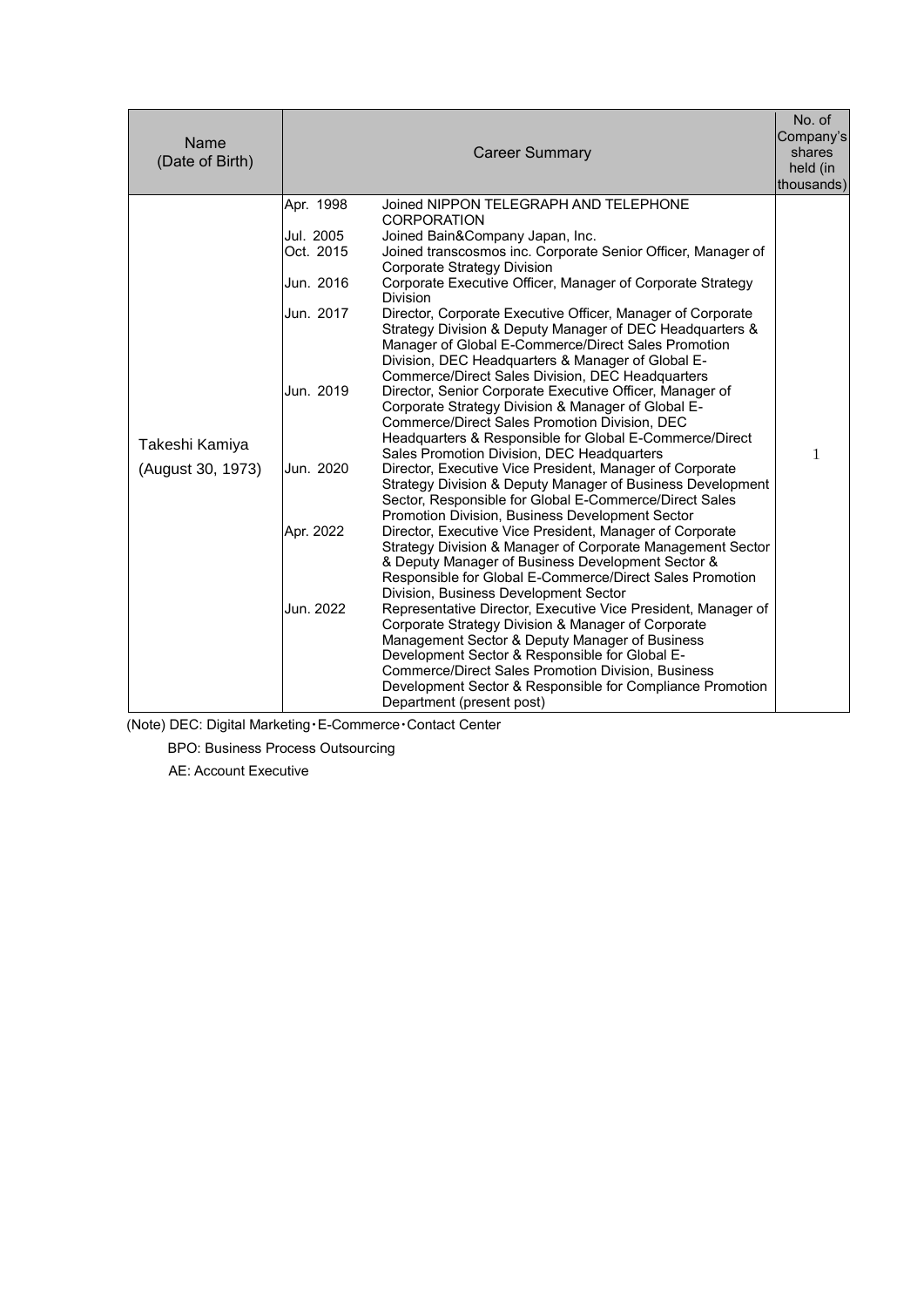| Name<br>(Date of Birth) | Career Summary | | No. of Company's shares held (in thousands) |
|---|---|---|---|
| Takeshi Kamiya<br>(August 30, 1973) | Apr. 1998 | Joined NIPPON TELEGRAPH AND TELEPHONE CORPORATION | 1 |
| | Jul. 2005 | Joined Bain&Company Japan, Inc. | |
| | Oct. 2015 | Joined transcosmos inc. Corporate Senior Officer, Manager of Corporate Strategy Division | |
| | Jun. 2016 | Corporate Executive Officer, Manager of Corporate Strategy Division | |
| | Jun. 2017 | Director, Corporate Executive Officer, Manager of Corporate Strategy Division & Deputy Manager of DEC Headquarters & Manager of Global E-Commerce/Direct Sales Promotion Division, DEC Headquarters & Manager of Global E-Commerce/Direct Sales Division, DEC Headquarters | |
| | Jun. 2019 | Director, Senior Corporate Executive Officer, Manager of Corporate Strategy Division & Manager of Global E-Commerce/Direct Sales Promotion Division, DEC Headquarters & Responsible for Global E-Commerce/Direct Sales Promotion Division, DEC Headquarters | |
| | Jun. 2020 | Director, Executive Vice President, Manager of Corporate Strategy Division & Deputy Manager of Business Development Sector, Responsible for Global E-Commerce/Direct Sales Promotion Division, Business Development Sector | |
| | Apr. 2022 | Director, Executive Vice President, Manager of Corporate Strategy Division & Manager of Corporate Management Sector & Deputy Manager of Business Development Sector & Responsible for Global E-Commerce/Direct Sales Promotion Division, Business Development Sector | |
| | Jun. 2022 | Representative Director, Executive Vice President, Manager of Corporate Strategy Division & Manager of Corporate Management Sector & Deputy Manager of Business Development Sector & Responsible for Global E-Commerce/Direct Sales Promotion Division, Business Development Sector & Responsible for Compliance Promotion Department (present post) | |

(Note) DEC: Digital Marketing・E-Commerce・Contact Center

BPO: Business Process Outsourcing

AE: Account Executive